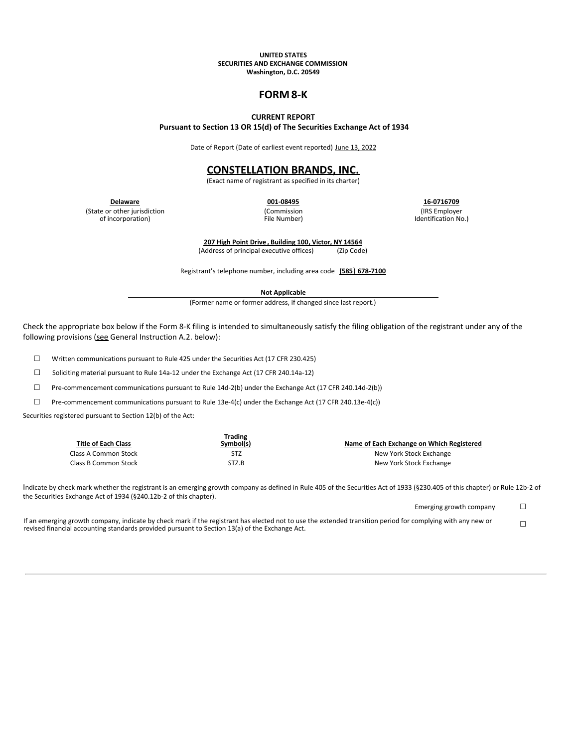**UNITED STATES**
**SECURITIES AND EXCHANGE COMMISSION**
**Washington, D.C. 20549**

# FORM 8-K

**CURRENT REPORT**
**Pursuant to Section 13 OR 15(d) of The Securities Exchange Act of 1934**

Date of Report (Date of earliest event reported) June 13, 2022

## CONSTELLATION BRANDS, INC.

(Exact name of registrant as specified in its charter)

| **Delaware** | **001-08495** | **16-0716709** |
|---|---|---|
| (State or other jurisdiction of incorporation) | (Commission File Number) | (IRS Employer Identification No.) |

**207 High Point Drive , Building 100, Victor, NY 14564**
(Address of principal executive offices) (Zip Code)

Registrant's telephone number, including area code **(585) 678-7100**

**Not Applicable**
(Former name or former address, if changed since last report.)

Check the appropriate box below if the Form 8-K filing is intended to simultaneously satisfy the filing obligation of the registrant under any of the following provisions (see General Instruction A.2. below):

☐ Written communications pursuant to Rule 425 under the Securities Act (17 CFR 230.425)

☐ Soliciting material pursuant to Rule 14a-12 under the Exchange Act (17 CFR 240.14a-12)

☐ Pre-commencement communications pursuant to Rule 14d-2(b) under the Exchange Act (17 CFR 240.14d-2(b))

☐ Pre-commencement communications pursuant to Rule 13e-4(c) under the Exchange Act (17 CFR 240.13e-4(c))

Securities registered pursuant to Section 12(b) of the Act:

| Title of Each Class | Trading Symbol(s) | Name of Each Exchange on Which Registered |
|---|---|---|
| Class A Common Stock | STZ | New York Stock Exchange |
| Class B Common Stock | STZ.B | New York Stock Exchange |

Indicate by check mark whether the registrant is an emerging growth company as defined in Rule 405 of the Securities Act of 1933 (§230.405 of this chapter) or Rule 12b-2 of the Securities Exchange Act of 1934 (§240.12b-2 of this chapter).

Emerging growth company ☐

If an emerging growth company, indicate by check mark if the registrant has elected not to use the extended transition period for complying with any new or revised financial accounting standards provided pursuant to Section 13(a) of the Exchange Act. ☐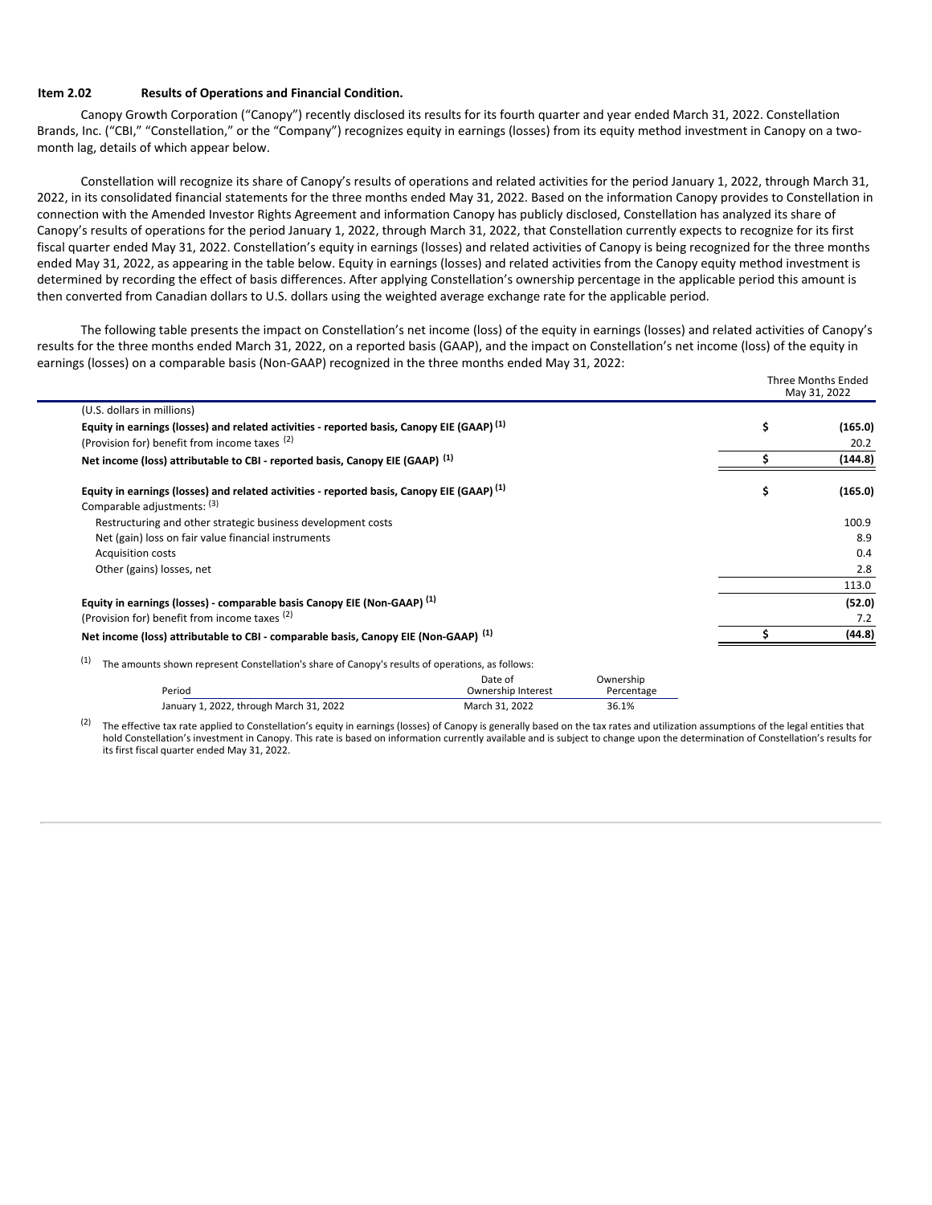**Item 2.02 Results of Operations and Financial Condition.**

Canopy Growth Corporation ("Canopy") recently disclosed its results for its fourth quarter and year ended March 31, 2022. Constellation Brands, Inc. ("CBI," "Constellation," or the "Company") recognizes equity in earnings (losses) from its equity method investment in Canopy on a two-month lag, details of which appear below.

Constellation will recognize its share of Canopy's results of operations and related activities for the period January 1, 2022, through March 31, 2022, in its consolidated financial statements for the three months ended May 31, 2022. Based on the information Canopy provides to Constellation in connection with the Amended Investor Rights Agreement and information Canopy has publicly disclosed, Constellation has analyzed its share of Canopy's results of operations for the period January 1, 2022, through March 31, 2022, that Constellation currently expects to recognize for its first fiscal quarter ended May 31, 2022. Constellation's equity in earnings (losses) and related activities of Canopy is being recognized for the three months ended May 31, 2022, as appearing in the table below. Equity in earnings (losses) and related activities from the Canopy equity method investment is determined by recording the effect of basis differences. After applying Constellation's ownership percentage in the applicable period this amount is then converted from Canadian dollars to U.S. dollars using the weighted average exchange rate for the applicable period.

The following table presents the impact on Constellation's net income (loss) of the equity in earnings (losses) and related activities of Canopy's results for the three months ended March 31, 2022, on a reported basis (GAAP), and the impact on Constellation's net income (loss) of the equity in earnings (losses) on a comparable basis (Non-GAAP) recognized in the three months ended May 31, 2022:

| (U.S. dollars in millions) | Three Months Ended May 31, 2022 |
|---|---|
| **Equity in earnings (losses) and related activities - reported basis, Canopy EIE (GAAP)** [1] | **$ (165.0)** |
| (Provision for) benefit from income taxes [2] | 20.2 |
| **Net income (loss) attributable to CBI - reported basis, Canopy EIE (GAAP)** [1] | **$ (144.8)** |
| | |
| **Equity in earnings (losses) and related activities - reported basis, Canopy EIE (GAAP)** [1] | **$ (165.0)** |
| Comparable adjustments: [3] | |
| Restructuring and other strategic business development costs | 100.9 |
| Net (gain) loss on fair value financial instruments | 8.9 |
| Acquisition costs | 0.4 |
| Other (gains) losses, net | 2.8 |
| | 113.0 |
| **Equity in earnings (losses) - comparable basis Canopy EIE (Non-GAAP)** [1] | **(52.0)** |
| (Provision for) benefit from income taxes [2] | 7.2 |
| **Net income (loss) attributable to CBI - comparable basis, Canopy EIE (Non-GAAP)** [1] | **$ (44.8)** |

(1) The amounts shown represent Constellation's share of Canopy's results of operations, as follows:

| Period | Date of Ownership Interest | Ownership Percentage |
|---|---|---|
| January 1, 2022, through March 31, 2022 | March 31, 2022 | 36.1% |

(2) The effective tax rate applied to Constellation's equity in earnings (losses) of Canopy is generally based on the tax rates and utilization assumptions of the legal entities that hold Constellation's investment in Canopy. This rate is based on information currently available and is subject to change upon the determination of Constellation's results for its first fiscal quarter ended May 31, 2022.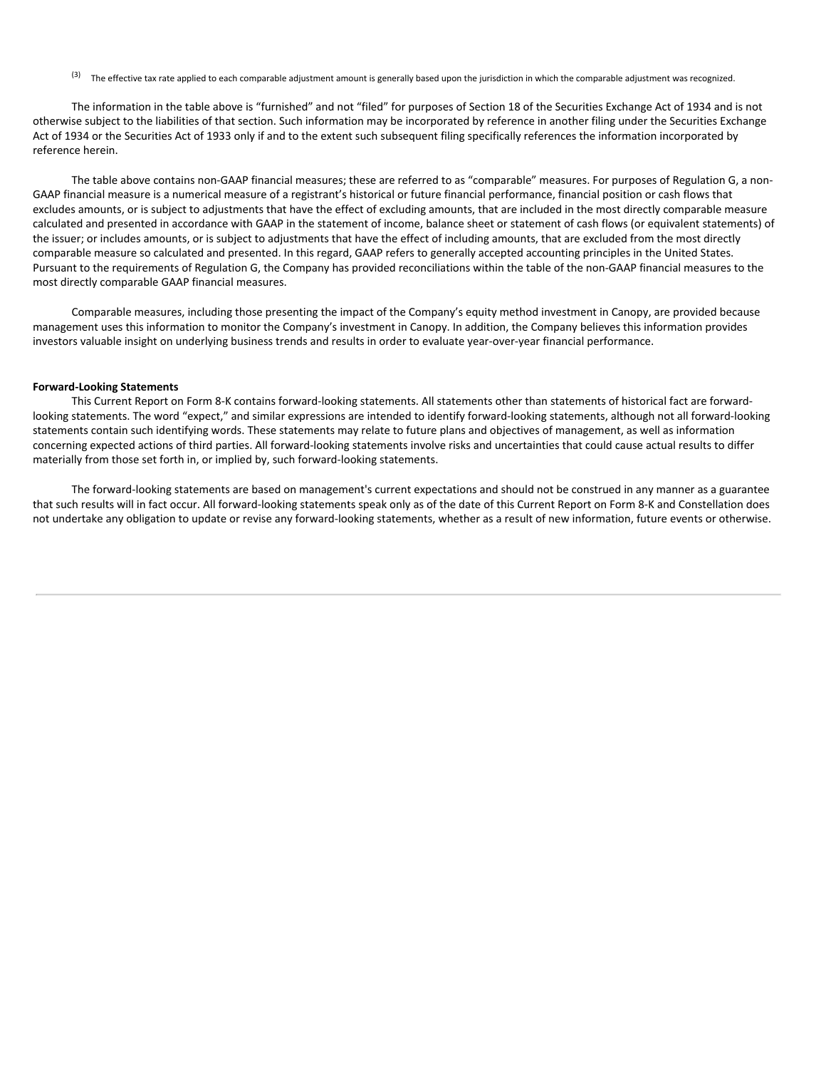(3) The effective tax rate applied to each comparable adjustment amount is generally based upon the jurisdiction in which the comparable adjustment was recognized.

The information in the table above is “furnished” and not “filed” for purposes of Section 18 of the Securities Exchange Act of 1934 and is not otherwise subject to the liabilities of that section. Such information may be incorporated by reference in another filing under the Securities Exchange Act of 1934 or the Securities Act of 1933 only if and to the extent such subsequent filing specifically references the information incorporated by reference herein.

The table above contains non-GAAP financial measures; these are referred to as “comparable” measures. For purposes of Regulation G, a non-GAAP financial measure is a numerical measure of a registrant’s historical or future financial performance, financial position or cash flows that excludes amounts, or is subject to adjustments that have the effect of excluding amounts, that are included in the most directly comparable measure calculated and presented in accordance with GAAP in the statement of income, balance sheet or statement of cash flows (or equivalent statements) of the issuer; or includes amounts, or is subject to adjustments that have the effect of including amounts, that are excluded from the most directly comparable measure so calculated and presented. In this regard, GAAP refers to generally accepted accounting principles in the United States. Pursuant to the requirements of Regulation G, the Company has provided reconciliations within the table of the non-GAAP financial measures to the most directly comparable GAAP financial measures.

Comparable measures, including those presenting the impact of the Company’s equity method investment in Canopy, are provided because management uses this information to monitor the Company’s investment in Canopy. In addition, the Company believes this information provides investors valuable insight on underlying business trends and results in order to evaluate year-over-year financial performance.

**Forward-Looking Statements**

This Current Report on Form 8-K contains forward-looking statements. All statements other than statements of historical fact are forward-looking statements. The word “expect,” and similar expressions are intended to identify forward-looking statements, although not all forward-looking statements contain such identifying words. These statements may relate to future plans and objectives of management, as well as information concerning expected actions of third parties. All forward-looking statements involve risks and uncertainties that could cause actual results to differ materially from those set forth in, or implied by, such forward-looking statements.

The forward-looking statements are based on management's current expectations and should not be construed in any manner as a guarantee that such results will in fact occur. All forward-looking statements speak only as of the date of this Current Report on Form 8-K and Constellation does not undertake any obligation to update or revise any forward-looking statements, whether as a result of new information, future events or otherwise.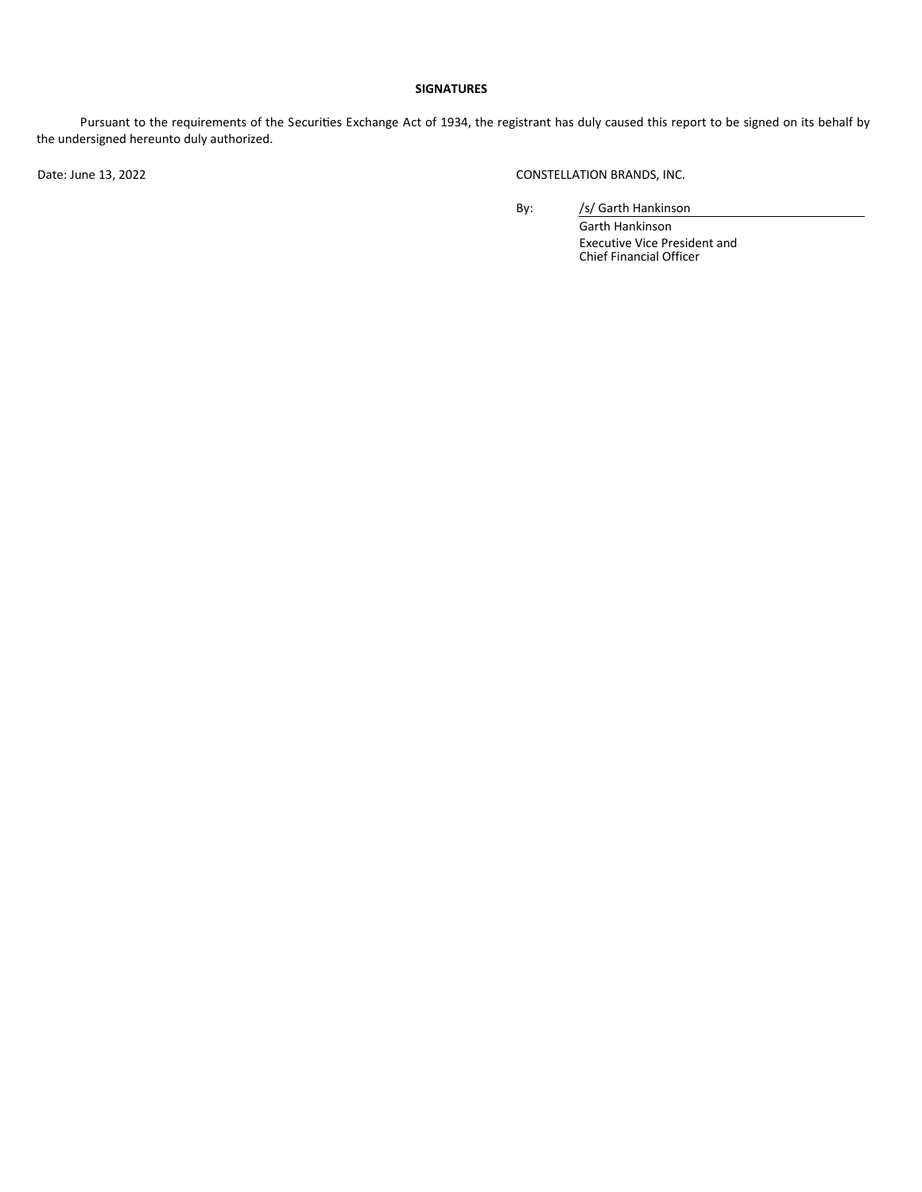**SIGNATURES**

Pursuant to the requirements of the Securities Exchange Act of 1934, the registrant has duly caused this report to be signed on its behalf by the undersigned hereunto duly authorized.

Date: June 13, 2022

CONSTELLATION BRANDS, INC.

By: /s/ Garth Hankinson

Garth Hankinson
Executive Vice President and
Chief Financial Officer